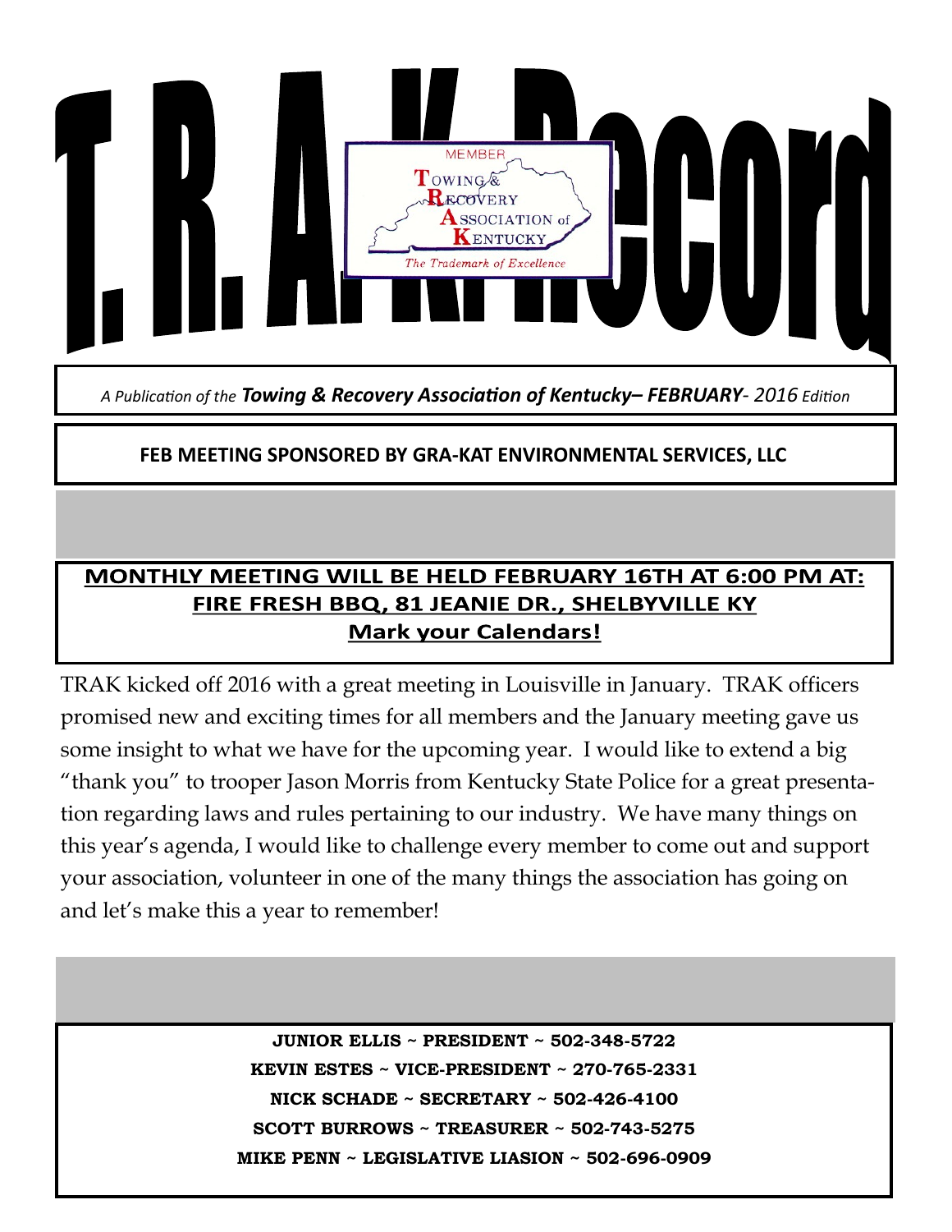# T. R. A. K. Record

MEMBER
Towing & Recovery Association of Kentucky
*The Trademark of Excellence*

*A Publication of the* ***Towing & Recovery Association of Kentucky– FEBRUARY****- 2016 Edition*

**FEB MEETING SPONSORED BY GRA-KAT ENVIRONMENTAL SERVICES, LLC**

**MONTHLY MEETING WILL BE HELD FEBRUARY 16TH AT 6:00 PM AT: FIRE FRESH BBQ, 81 JEANIE DR., SHELBYVILLE KY**
**Mark your Calendars!**

TRAK kicked off 2016 with a great meeting in Louisville in January. TRAK officers promised new and exciting times for all members and the January meeting gave us some insight to what we have for the upcoming year. I would like to extend a big "thank you" to trooper Jason Morris from Kentucky State Police for a great presentation regarding laws and rules pertaining to our industry. We have many things on this year's agenda, I would like to challenge every member to come out and support your association, volunteer in one of the many things the association has going on and let's make this a year to remember!

**JUNIOR ELLIS ~ PRESIDENT ~ 502-348-5722**
**KEVIN ESTES ~ VICE-PRESIDENT ~ 270-765-2331**
**NICK SCHADE ~ SECRETARY ~ 502-426-4100**
**SCOTT BURROWS ~ TREASURER ~ 502-743-5275**
**MIKE PENN ~ LEGISLATIVE LIASION ~ 502-696-0909**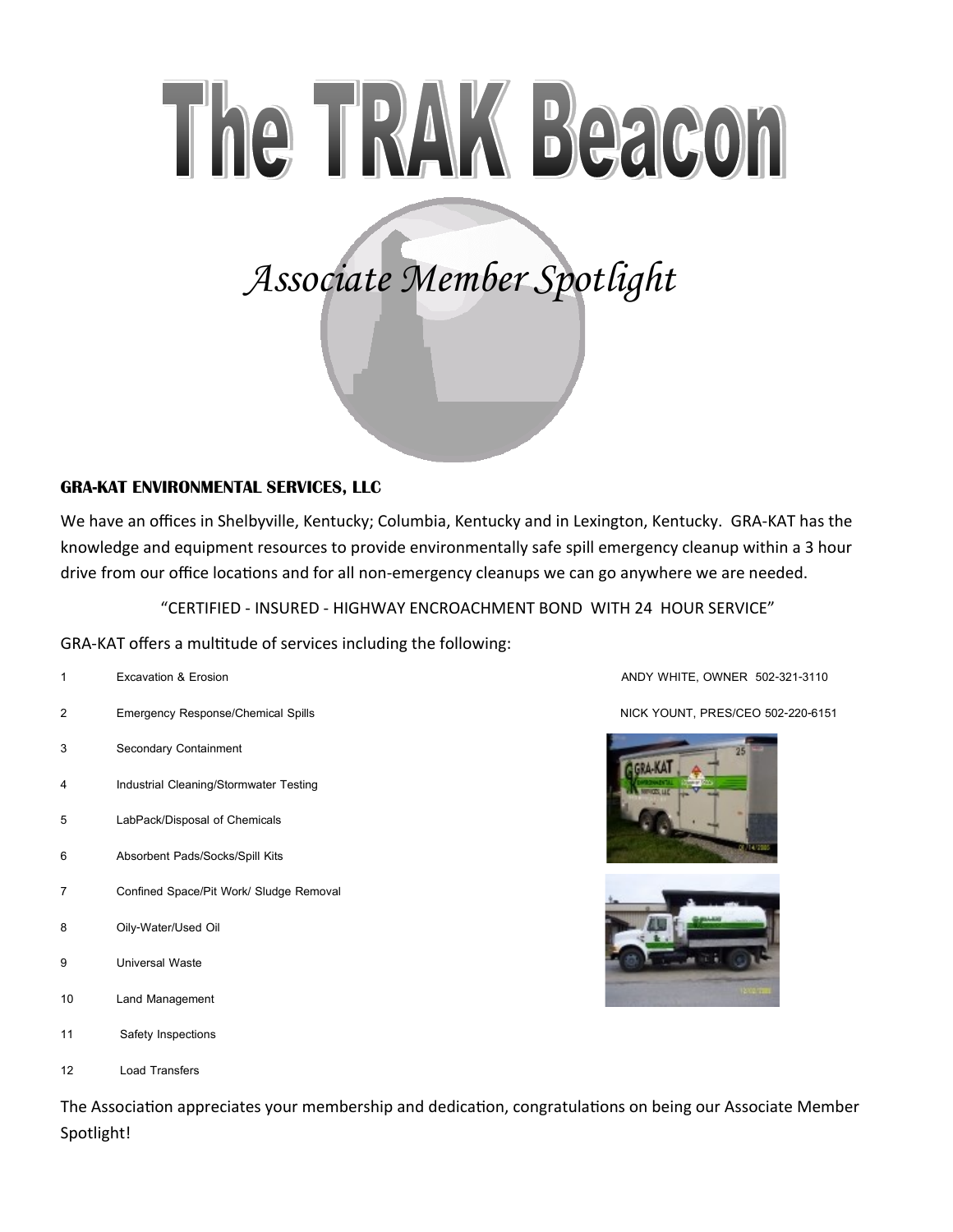# The TRAK Beacon

## *Associate Member Spotlight*

**GRA-KAT ENVIRONMENTAL SERVICES, LLC**

We have an offices in Shelbyville, Kentucky; Columbia, Kentucky and in Lexington, Kentucky. GRA-KAT has the knowledge and equipment resources to provide environmentally safe spill emergency cleanup within a 3 hour drive from our office locations and for all non-emergency cleanups we can go anywhere we are needed.

"CERTIFIED - INSURED - HIGHWAY ENCROACHMENT BOND WITH 24 HOUR SERVICE"

GRA-KAT offers a multitude of services including the following:

1. Excavation & Erosion
2. Emergency Response/Chemical Spills
3. Secondary Containment
4. Industrial Cleaning/Stormwater Testing
5. LabPack/Disposal of Chemicals
6. Absorbent Pads/Socks/Spill Kits
7. Confined Space/Pit Work/ Sludge Removal
8. Oily-Water/Used Oil
9. Universal Waste
10. Land Management
11. Safety Inspections
12. Load Transfers

ANDY WHITE, OWNER 502-321-3110

NICK YOUNT, PRES/CEO 502-220-6151

The Association appreciates your membership and dedication, congratulations on being our Associate Member Spotlight!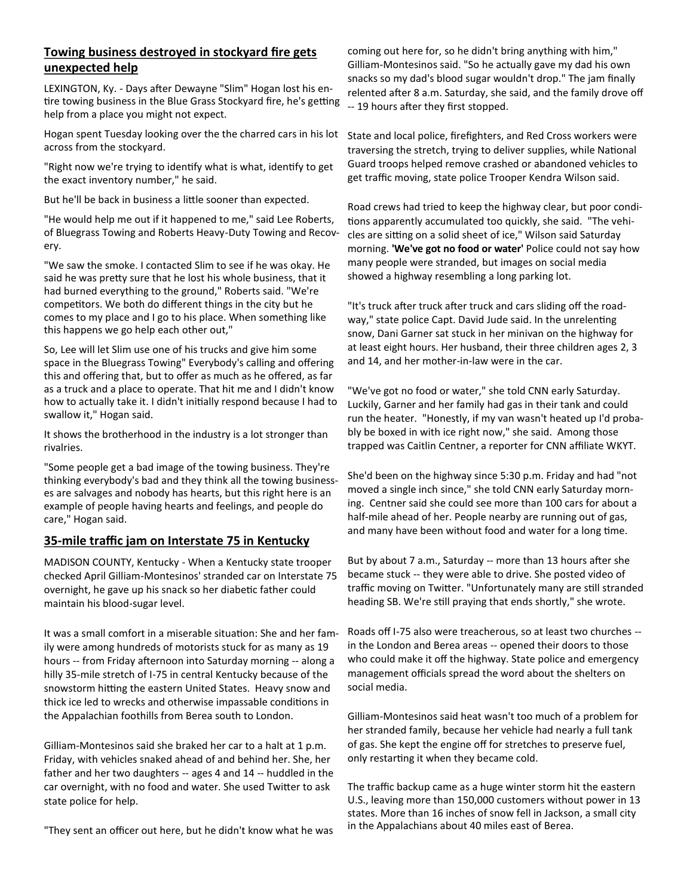## Towing business destroyed in stockyard fire gets unexpected help

LEXINGTON, Ky. - Days after Dewayne "Slim" Hogan lost his entire towing business in the Blue Grass Stockyard fire, he's getting help from a place you might not expect.

Hogan spent Tuesday looking over the the charred cars in his lot across from the stockyard.

"Right now we're trying to identify what is what, identify to get the exact inventory number," he said.

But he'll be back in business a little sooner than expected.

"He would help me out if it happened to me," said Lee Roberts, of Bluegrass Towing and Roberts Heavy-Duty Towing and Recovery.

"We saw the smoke. I contacted Slim to see if he was okay. He said he was pretty sure that he lost his whole business, that it had burned everything to the ground," Roberts said. "We're competitors. We both do different things in the city but he comes to my place and I go to his place. When something like this happens we go help each other out,"

So, Lee will let Slim use one of his trucks and give him some space in the Bluegrass Towing" Everybody's calling and offering this and offering that, but to offer as much as he offered, as far as a truck and a place to operate. That hit me and I didn't know how to actually take it. I didn't initially respond because I had to swallow it," Hogan said.

It shows the brotherhood in the industry is a lot stronger than rivalries.

"Some people get a bad image of the towing business. They're thinking everybody's bad and they think all the towing businesses are salvages and nobody has hearts, but this right here is an example of people having hearts and feelings, and people do care," Hogan said.

## 35-mile traffic jam on Interstate 75 in Kentucky

MADISON COUNTY, Kentucky - When a Kentucky state trooper checked April Gilliam-Montesinos' stranded car on Interstate 75 overnight, he gave up his snack so her diabetic father could maintain his blood-sugar level.

It was a small comfort in a miserable situation: She and her family were among hundreds of motorists stuck for as many as 19 hours -- from Friday afternoon into Saturday morning -- along a hilly 35-mile stretch of I-75 in central Kentucky because of the snowstorm hitting the eastern United States. Heavy snow and thick ice led to wrecks and otherwise impassable conditions in the Appalachian foothills from Berea south to London.

Gilliam-Montesinos said she braked her car to a halt at 1 p.m. Friday, with vehicles snaked ahead of and behind her. She, her father and her two daughters -- ages 4 and 14 -- huddled in the car overnight, with no food and water. She used Twitter to ask state police for help.

"They sent an officer out here, but he didn't know what he was coming out here for, so he didn't bring anything with him," Gilliam-Montesinos said. "So he actually gave my dad his own snacks so my dad's blood sugar wouldn't drop." The jam finally relented after 8 a.m. Saturday, she said, and the family drove off -- 19 hours after they first stopped.

State and local police, firefighters, and Red Cross workers were traversing the stretch, trying to deliver supplies, while National Guard troops helped remove crashed or abandoned vehicles to get traffic moving, state police Trooper Kendra Wilson said.

Road crews had tried to keep the highway clear, but poor conditions apparently accumulated too quickly, she said. "The vehicles are sitting on a solid sheet of ice," Wilson said Saturday morning. **'We've got no food or water'** Police could not say how many people were stranded, but images on social media showed a highway resembling a long parking lot.

"It's truck after truck after truck and cars sliding off the roadway," state police Capt. David Jude said. In the unrelenting snow, Dani Garner sat stuck in her minivan on the highway for at least eight hours. Her husband, their three children ages 2, 3 and 14, and her mother-in-law were in the car.

"We've got no food or water," she told CNN early Saturday. Luckily, Garner and her family had gas in their tank and could run the heater. "Honestly, if my van wasn't heated up I'd probably be boxed in with ice right now," she said. Among those trapped was Caitlin Centner, a reporter for CNN affiliate WKYT.

She'd been on the highway since 5:30 p.m. Friday and had "not moved a single inch since," she told CNN early Saturday morning. Centner said she could see more than 100 cars for about a half-mile ahead of her. People nearby are running out of gas, and many have been without food and water for a long time.

But by about 7 a.m., Saturday -- more than 13 hours after she became stuck -- they were able to drive. She posted video of traffic moving on Twitter. "Unfortunately many are still stranded heading SB. We're still praying that ends shortly," she wrote.

Roads off I-75 also were treacherous, so at least two churches -- in the London and Berea areas -- opened their doors to those who could make it off the highway. State police and emergency management officials spread the word about the shelters on social media.

Gilliam-Montesinos said heat wasn't too much of a problem for her stranded family, because her vehicle had nearly a full tank of gas. She kept the engine off for stretches to preserve fuel, only restarting it when they became cold.

The traffic backup came as a huge winter storm hit the eastern U.S., leaving more than 150,000 customers without power in 13 states. More than 16 inches of snow fell in Jackson, a small city in the Appalachians about 40 miles east of Berea.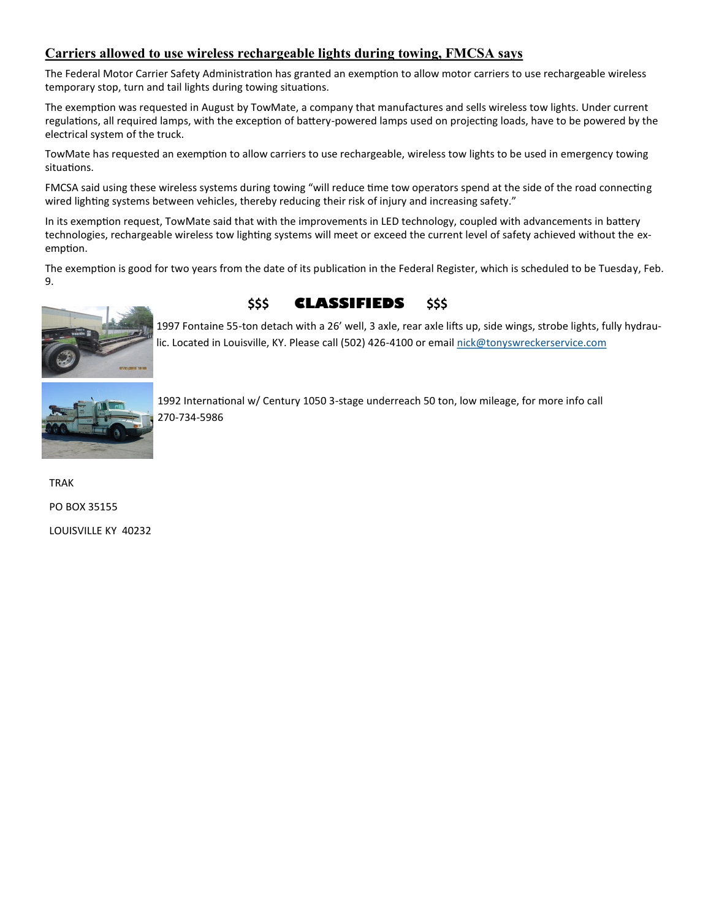## Carriers allowed to use wireless rechargeable lights during towing, FMCSA says

The Federal Motor Carrier Safety Administration has granted an exemption to allow motor carriers to use rechargeable wireless temporary stop, turn and tail lights during towing situations.

The exemption was requested in August by TowMate, a company that manufactures and sells wireless tow lights. Under current regulations, all required lamps, with the exception of battery-powered lamps used on projecting loads, have to be powered by the electrical system of the truck.

TowMate has requested an exemption to allow carriers to use rechargeable, wireless tow lights to be used in emergency towing situations.

FMCSA said using these wireless systems during towing "will reduce time tow operators spend at the side of the road connecting wired lighting systems between vehicles, thereby reducing their risk of injury and increasing safety."

In its exemption request, TowMate said that with the improvements in LED technology, coupled with advancements in battery technologies, rechargeable wireless tow lighting systems will meet or exceed the current level of safety achieved without the exemption.

The exemption is good for two years from the date of its publication in the Federal Register, which is scheduled to be Tuesday, Feb. 9.

## $$$ CLASSIFIEDS $$$

1997 Fontaine 55-ton detach with a 26' well, 3 axle, rear axle lifts up, side wings, strobe lights, fully hydraulic. Located in Louisville, KY. Please call (502) 426-4100 or email nick@tonyswreckerservice.com

1992 International w/ Century 1050 3-stage underreach 50 ton, low mileage, for more info call 270-734-5986

TRAK

PO BOX 35155

LOUISVILLE KY 40232